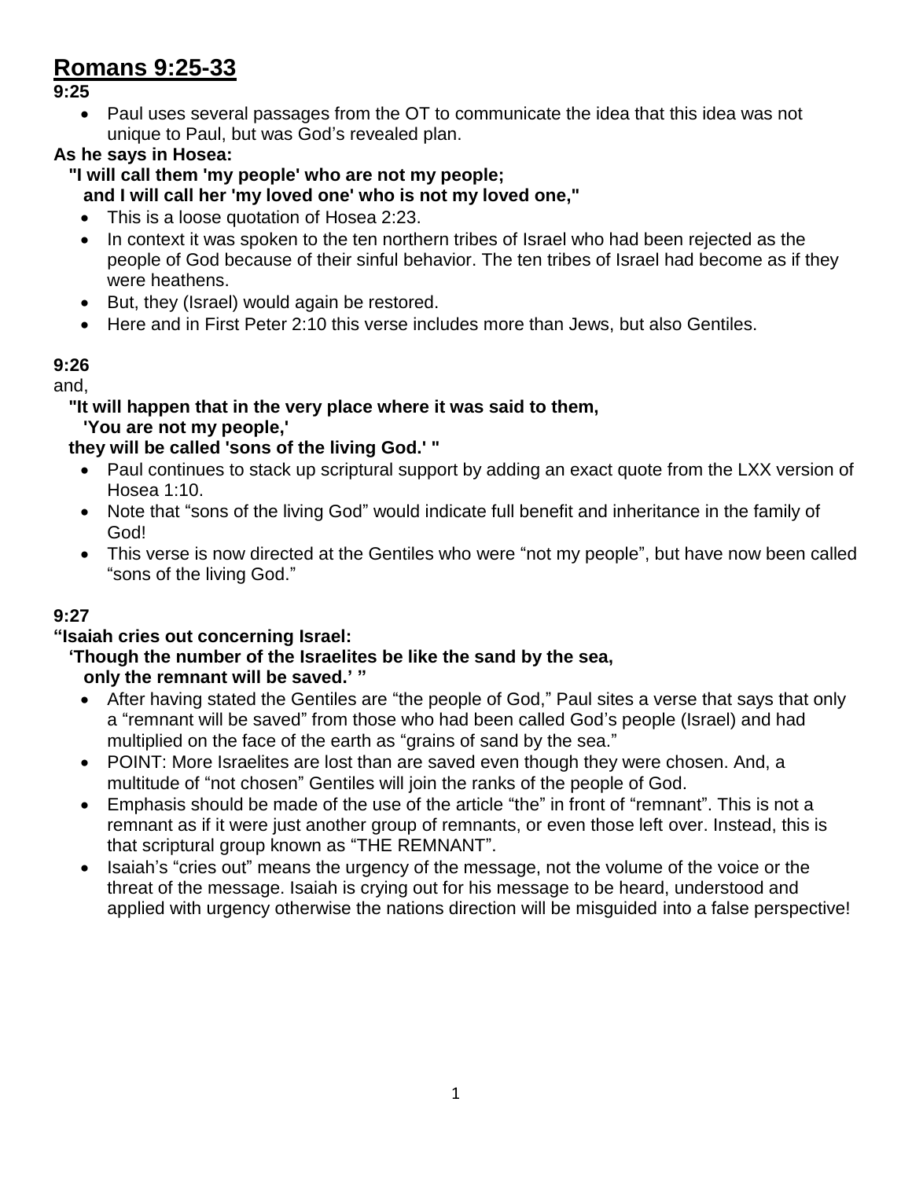# Romans 9:25-33

**9:25**

- Paul uses several passages from the OT to communicate the idea that this idea was not unique to Paul, but was God's revealed plan.

**As he says in Hosea:**
**"I will call them 'my people' who are not my people;**
**and I will call her 'my loved one' who is not my loved one,"**

- This is a loose quotation of Hosea 2:23.
- In context it was spoken to the ten northern tribes of Israel who had been rejected as the people of God because of their sinful behavior. The ten tribes of Israel had become as if they were heathens.
- But, they (Israel) would again be restored.
- Here and in First Peter 2:10 this verse includes more than Jews, but also Gentiles.

**9:26**

and,
**"It will happen that in the very place where it was said to them,**
**'You are not my people,'**
**they will be called 'sons of the living God.' "**

- Paul continues to stack up scriptural support by adding an exact quote from the LXX version of Hosea 1:10.
- Note that "sons of the living God" would indicate full benefit and inheritance in the family of God!
- This verse is now directed at the Gentiles who were "not my people", but have now been called "sons of the living God."

**9:27**

**"Isaiah cries out concerning Israel:**
**'Though the number of the Israelites be like the sand by the sea,**
**only the remnant will be saved.' "**

- After having stated the Gentiles are "the people of God," Paul sites a verse that says that only a "remnant will be saved" from those who had been called God's people (Israel) and had multiplied on the face of the earth as "grains of sand by the sea."
- POINT: More Israelites are lost than are saved even though they were chosen. And, a multitude of "not chosen" Gentiles will join the ranks of the people of God.
- Emphasis should be made of the use of the article "the" in front of "remnant". This is not a remnant as if it were just another group of remnants, or even those left over. Instead, this is that scriptural group known as "THE REMNANT".
- Isaiah's "cries out" means the urgency of the message, not the volume of the voice or the threat of the message. Isaiah is crying out for his message to be heard, understood and applied with urgency otherwise the nations direction will be misguided into a false perspective!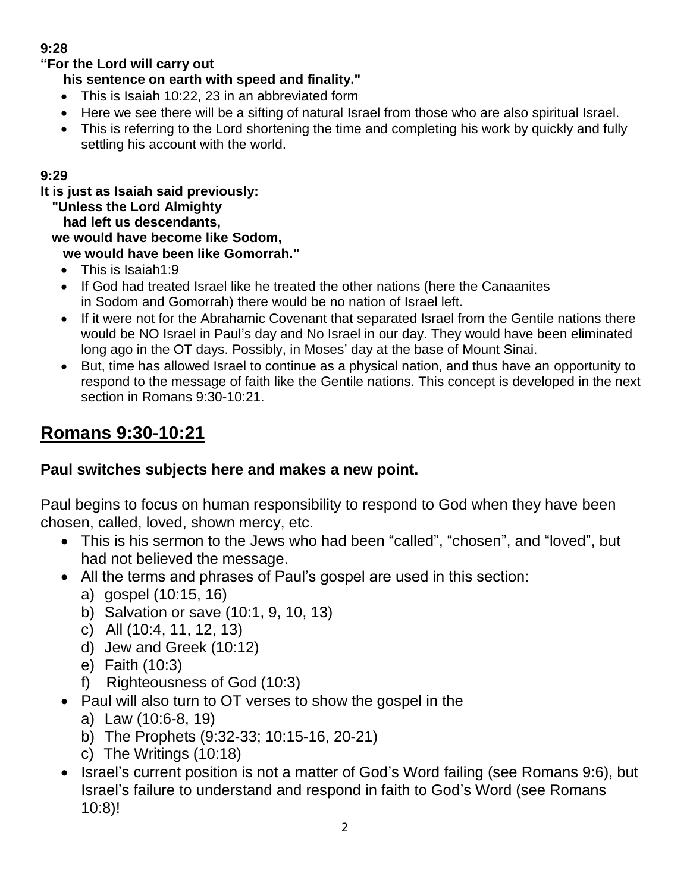**9:28**

**"For the Lord will carry out**
**his sentence on earth with speed and finality."**

- This is Isaiah 10:22, 23 in an abbreviated form
- Here we see there will be a sifting of natural Israel from those who are also spiritual Israel.
- This is referring to the Lord shortening the time and completing his work by quickly and fully settling his account with the world.

**9:29**

**It is just as Isaiah said previously:**
**"Unless the Lord Almighty**
**had left us descendants,**
**we would have become like Sodom,**
**we would have been like Gomorrah."**

- This is Isaiah1:9
- If God had treated Israel like he treated the other nations (here the Canaanites in Sodom and Gomorrah) there would be no nation of Israel left.
- If it were not for the Abrahamic Covenant that separated Israel from the Gentile nations there would be NO Israel in Paul's day and No Israel in our day. They would have been eliminated long ago in the OT days. Possibly, in Moses' day at the base of Mount Sinai.
- But, time has allowed Israel to continue as a physical nation, and thus have an opportunity to respond to the message of faith like the Gentile nations. This concept is developed in the next section in Romans 9:30-10:21.

# Romans 9:30-10:21

### Paul switches subjects here and makes a new point.

Paul begins to focus on human responsibility to respond to God when they have been chosen, called, loved, shown mercy, etc.

- This is his sermon to the Jews who had been "called", "chosen", and "loved", but had not believed the message.
- All the terms and phrases of Paul's gospel are used in this section:
  a) gospel (10:15, 16)
  b) Salvation or save (10:1, 9, 10, 13)
  c) All (10:4, 11, 12, 13)
  d) Jew and Greek (10:12)
  e) Faith (10:3)
  f) Righteousness of God (10:3)
- Paul will also turn to OT verses to show the gospel in the
  a) Law (10:6-8, 19)
  b) The Prophets (9:32-33; 10:15-16, 20-21)
  c) The Writings (10:18)
- Israel's current position is not a matter of God's Word failing (see Romans 9:6), but Israel's failure to understand and respond in faith to God's Word (see Romans 10:8)!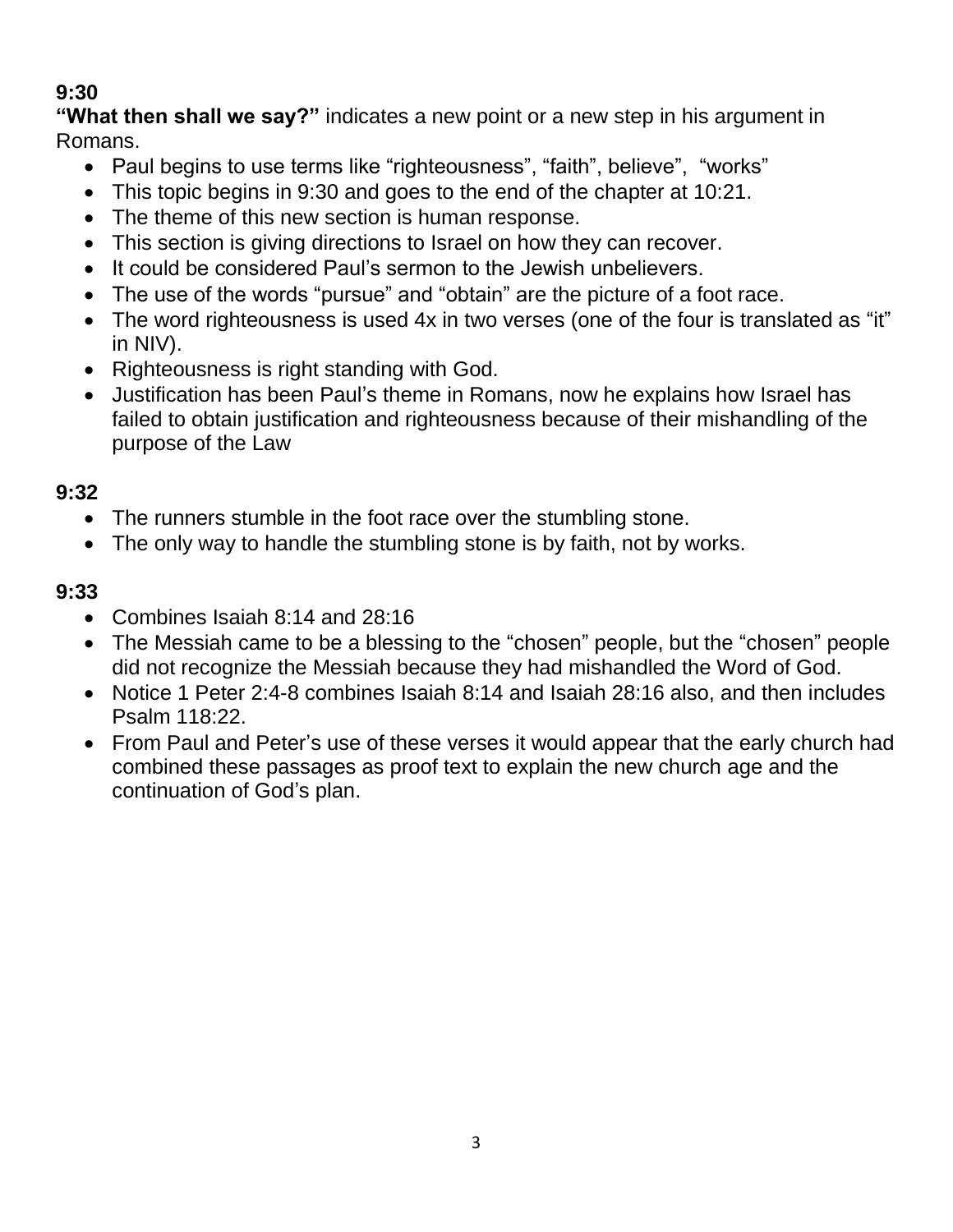**9:30**

**"What then shall we say?"** indicates a new point or a new step in his argument in Romans.

- Paul begins to use terms like "righteousness", "faith", believe", "works"
- This topic begins in 9:30 and goes to the end of the chapter at 10:21.
- The theme of this new section is human response.
- This section is giving directions to Israel on how they can recover.
- It could be considered Paul's sermon to the Jewish unbelievers.
- The use of the words "pursue" and "obtain" are the picture of a foot race.
- The word righteousness is used 4x in two verses (one of the four is translated as "it" in NIV).
- Righteousness is right standing with God.
- Justification has been Paul's theme in Romans, now he explains how Israel has failed to obtain justification and righteousness because of their mishandling of the purpose of the Law

**9:32**

- The runners stumble in the foot race over the stumbling stone.
- The only way to handle the stumbling stone is by faith, not by works.

**9:33**

- Combines Isaiah 8:14 and 28:16
- The Messiah came to be a blessing to the "chosen" people, but the "chosen" people did not recognize the Messiah because they had mishandled the Word of God.
- Notice 1 Peter 2:4-8 combines Isaiah 8:14 and Isaiah 28:16 also, and then includes Psalm 118:22.
- From Paul and Peter's use of these verses it would appear that the early church had combined these passages as proof text to explain the new church age and the continuation of God's plan.